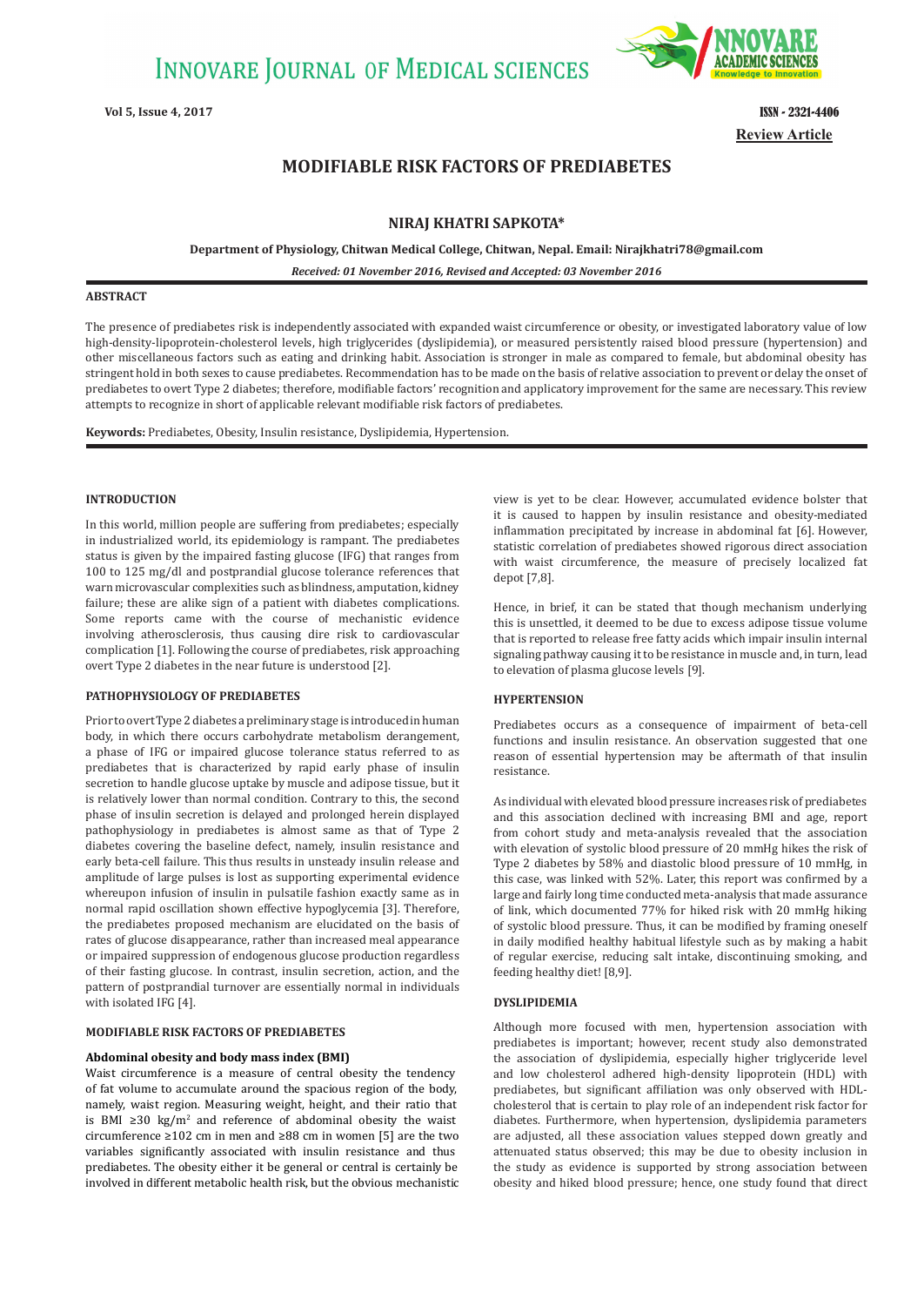# MODIFIABLE RISK FACTORS OF PREDIABETES

**NIRAJ KHATRI SAPKOTA***

**Department of Physiology, Chitwan Medical College, Chitwan, Nepal. Email: Nirajkhatri78@gmail.com**

***Received: 01 November 2016, Revised and Accepted: 03 November 2016***

**Review Article**

## ABSTRACT

The presence of prediabetes risk is independently associated with expanded waist circumference or obesity, or investigated laboratory value of low high-density-lipoprotein-cholesterol levels, high triglycerides (dyslipidemia), or measured persistently raised blood pressure (hypertension) and other miscellaneous factors such as eating and drinking habit. Association is stronger in male as compared to female, but abdominal obesity has stringent hold in both sexes to cause prediabetes. Recommendation has to be made on the basis of relative association to prevent or delay the onset of prediabetes to overt Type 2 diabetes; therefore, modifiable factors' recognition and applicatory improvement for the same are necessary. This review attempts to recognize in short of applicable relevant modifiable risk factors of prediabetes.

**Keywords:** Prediabetes, Obesity, Insulin resistance, Dyslipidemia, Hypertension.

## INTRODUCTION

In this world, million people are suffering from prediabetes; especially in industrialized world, its epidemiology is rampant. The prediabetes status is given by the impaired fasting glucose (IFG) that ranges from 100 to 125 mg/dl and postprandial glucose tolerance references that warn microvascular complexities such as blindness, amputation, kidney failure; these are alike sign of a patient with diabetes complications. Some reports came with the course of mechanistic evidence involving atherosclerosis, thus causing dire risk to cardiovascular complication [1]. Following the course of prediabetes, risk approaching overt Type 2 diabetes in the near future is understood [2].

## PATHOPHYSIOLOGY OF PREDIABETES

Prior to overt Type 2 diabetes a preliminary stage is introduced in human body, in which there occurs carbohydrate metabolism derangement, a phase of IFG or impaired glucose tolerance status referred to as prediabetes that is characterized by rapid early phase of insulin secretion to handle glucose uptake by muscle and adipose tissue, but it is relatively lower than normal condition. Contrary to this, the second phase of insulin secretion is delayed and prolonged herein displayed pathophysiology in prediabetes is almost same as that of Type 2 diabetes covering the baseline defect, namely, insulin resistance and early beta-cell failure. This thus results in unsteady insulin release and amplitude of large pulses is lost as supporting experimental evidence whereupon infusion of insulin in pulsatile fashion exactly same as in normal rapid oscillation shown effective hypoglycemia [3]. Therefore, the prediabetes proposed mechanism are elucidated on the basis of rates of glucose disappearance, rather than increased meal appearance or impaired suppression of endogenous glucose production regardless of their fasting glucose. In contrast, insulin secretion, action, and the pattern of postprandial turnover are essentially normal in individuals with isolated IFG [4].

## MODIFIABLE RISK FACTORS OF PREDIABETES

### Abdominal obesity and body mass index (BMI)

Waist circumference is a measure of central obesity the tendency of fat volume to accumulate around the spacious region of the body, namely, waist region. Measuring weight, height, and their ratio that is BMI $\geq 30$ kg/m$^2$ and reference of abdominal obesity the waist circumference $\geq 102$ cm in men and $\geq 88$ cm in women [5] are the two variables significantly associated with insulin resistance and thus prediabetes. The obesity either it be general or central is certainly be involved in different metabolic health risk, but the obvious mechanistic view is yet to be clear. However, accumulated evidence bolster that it is caused to happen by insulin resistance and obesity-mediated inflammation precipitated by increase in abdominal fat [6]. However, statistic correlation of prediabetes showed rigorous direct association with waist circumference, the measure of precisely localized fat depot [7,8].

Hence, in brief, it can be stated that though mechanism underlying this is unsettled, it deemed to be due to excess adipose tissue volume that is reported to release free fatty acids which impair insulin internal signaling pathway causing it to be resistance in muscle and, in turn, lead to elevation of plasma glucose levels [9].

## HYPERTENSION

Prediabetes occurs as a consequence of impairment of beta-cell functions and insulin resistance. An observation suggested that one reason of essential hypertension may be aftermath of that insulin resistance.

As individual with elevated blood pressure increases risk of prediabetes and this association declined with increasing BMI and age, report from cohort study and meta-analysis revealed that the association with elevation of systolic blood pressure of 20 mmHg hikes the risk of Type 2 diabetes by 58% and diastolic blood pressure of 10 mmHg, in this case, was linked with 52%. Later, this report was confirmed by a large and fairly long time conducted meta-analysis that made assurance of link, which documented 77% for hiked risk with 20 mmHg hiking of systolic blood pressure. Thus, it can be modified by framing oneself in daily modified healthy habitual lifestyle such as by making a habit of regular exercise, reducing salt intake, discontinuing smoking, and feeding healthy diet! [8,9].

## DYSLIPIDEMIA

Although more focused with men, hypertension association with prediabetes is important; however, recent study also demonstrated the association of dyslipidemia, especially higher triglyceride level and low cholesterol adhered high-density lipoprotein (HDL) with prediabetes, but significant affiliation was only observed with HDL-cholesterol that is certain to play role of an independent risk factor for diabetes. Furthermore, when hypertension, dyslipidemia parameters are adjusted, all these association values stepped down greatly and attenuated status observed; this may be due to obesity inclusion in the study as evidence is supported by strong association between obesity and hiked blood pressure; hence, one study found that direct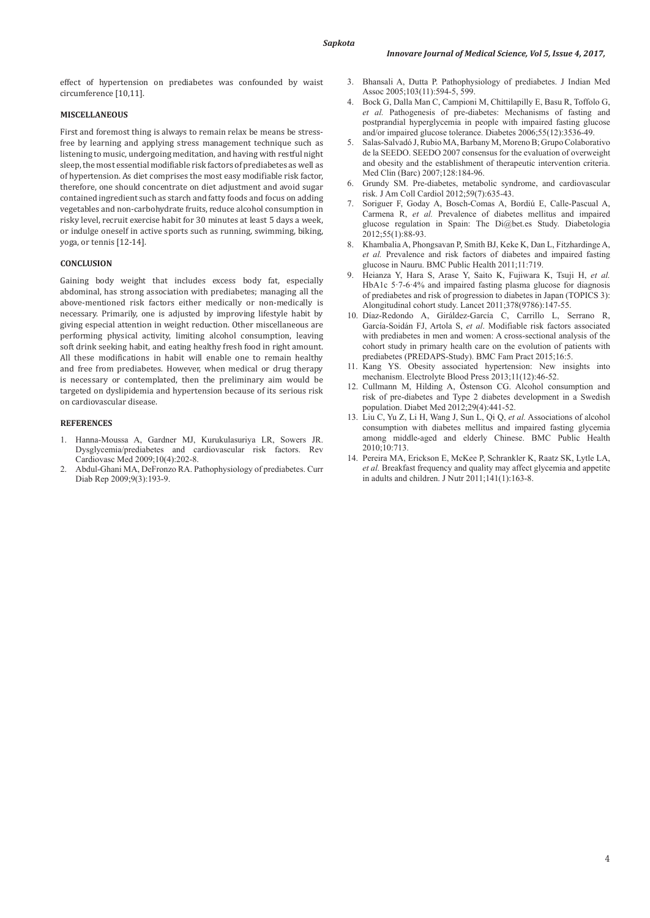effect of hypertension on prediabetes was confounded by waist circumference [10,11].

## MISCELLANEOUS

First and foremost thing is always to remain relax be means be stress-free by learning and applying stress management technique such as listening to music, undergoing meditation, and having with restful night sleep, the most essential modifiable risk factors of prediabetes as well as of hypertension. As diet comprises the most easy modifiable risk factor, therefore, one should concentrate on diet adjustment and avoid sugar contained ingredient such as starch and fatty foods and focus on adding vegetables and non-carbohydrate fruits, reduce alcohol consumption in risky level, recruit exercise habit for 30 minutes at least 5 days a week, or indulge oneself in active sports such as running, swimming, biking, yoga, or tennis [12-14].

## CONCLUSION

Gaining body weight that includes excess body fat, especially abdominal, has strong association with prediabetes; managing all the above-mentioned risk factors either medically or non-medically is necessary. Primarily, one is adjusted by improving lifestyle habit by giving especial attention in weight reduction. Other miscellaneous are performing physical activity, limiting alcohol consumption, leaving soft drink seeking habit, and eating healthy fresh food in right amount. All these modifications in habit will enable one to remain healthy and free from prediabetes. However, when medical or drug therapy is necessary or contemplated, then the preliminary aim would be targeted on dyslipidemia and hypertension because of its serious risk on cardiovascular disease.

## REFERENCES

1. Hanna-Moussa A, Gardner MJ, Kurukulasuriya LR, Sowers JR. Dysglycemia/prediabetes and cardiovascular risk factors. Rev Cardiovasc Med 2009;10(4):202-8.
2. Abdul-Ghani MA, DeFronzo RA. Pathophysiology of prediabetes. Curr Diab Rep 2009;9(3):193-9.
3. Bhansali A, Dutta P. Pathophysiology of prediabetes. J Indian Med Assoc 2005;103(11):594-5, 599.
4. Bock G, Dalla Man C, Campioni M, Chittilapilly E, Basu R, Toffolo G, *et al.* Pathogenesis of pre-diabetes: Mechanisms of fasting and postprandial hyperglycemia in people with impaired fasting glucose and/or impaired glucose tolerance. Diabetes 2006;55(12):3536-49.
5. Salas-Salvadó J, Rubio MA, Barbany M, Moreno B; Grupo Colaborativo de la SEEDO. SEEDO 2007 consensus for the evaluation of overweight and obesity and the establishment of therapeutic intervention criteria. Med Clin (Barc) 2007;128:184-96.
6. Grundy SM. Pre-diabetes, metabolic syndrome, and cardiovascular risk. J Am Coll Cardiol 2012;59(7):635-43.
7. Soriguer F, Goday A, Bosch-Comas A, Bordiú E, Calle-Pascual A, Carmena R, *et al.* Prevalence of diabetes mellitus and impaired glucose regulation in Spain: The Di@bet.es Study. Diabetologia 2012;55(1):88-93.
8. Khambalia A, Phongsavan P, Smith BJ, Keke K, Dan L, Fitzhardinge A, *et al.* Prevalence and risk factors of diabetes and impaired fasting glucose in Nauru. BMC Public Health 2011;11:719.
9. Heianza Y, Hara S, Arase Y, Saito K, Fujiwara K, Tsuji H, *et al.* HbA1c 5·7-6·4% and impaired fasting plasma glucose for diagnosis of prediabetes and risk of progression to diabetes in Japan (TOPICS 3): Alongitudinal cohort study. Lancet 2011;378(9786):147-55.
10. Díaz-Redondo A, Giráldez-García C, Carrillo L, Serrano R, García-Soidán FJ, Artola S, *et al*. Modifiable risk factors associated with prediabetes in men and women: A cross-sectional analysis of the cohort study in primary health care on the evolution of patients with prediabetes (PREDAPS-Study). BMC Fam Pract 2015;16:5.
11. Kang YS. Obesity associated hypertension: New insights into mechanism. Electrolyte Blood Press 2013;11(12):46-52.
12. Cullmann M, Hilding A, Östenson CG. Alcohol consumption and risk of pre-diabetes and Type 2 diabetes development in a Swedish population. Diabet Med 2012;29(4):441-52.
13. Liu C, Yu Z, Li H, Wang J, Sun L, Qi Q, *et al.* Associations of alcohol consumption with diabetes mellitus and impaired fasting glycemia among middle-aged and elderly Chinese. BMC Public Health 2010;10:713.
14. Pereira MA, Erickson E, McKee P, Schrankler K, Raatz SK, Lytle LA, *et al.* Breakfast frequency and quality may affect glycemia and appetite in adults and children. J Nutr 2011;141(1):163-8.